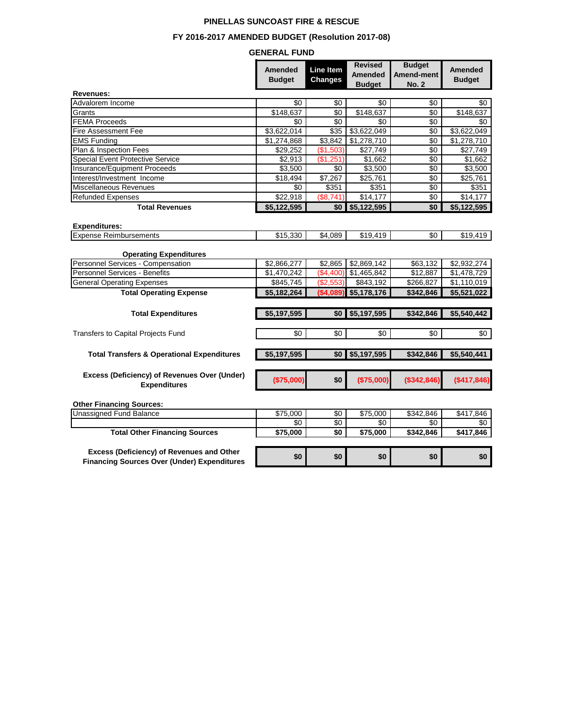# PINELLAS SUNCOAST FIRE & RESCUE

## FY 2016-2017 AMENDED BUDGET (Resolution 2017-08)

### GENERAL FUND

| | Amended Budget | Line Item Changes | Revised Amended Budget | Budget Amend-ment No. 2 | Amended Budget |
|---|---|---|---|---|---|
| **Revenues:** | | | | | |
| Advalorem Income | $0 | $0 | $0 | $0 | $0 |
| Grants | $148,637 | $0 | $148,637 | $0 | $148,637 |
| FEMA Proceeds | $0 | $0 | $0 | $0 | $0 |
| Fire Assessment Fee | $3,622,014 | $35 | $3,622,049 | $0 | $3,622,049 |
| EMS Funding | $1,274,868 | $3,842 | $1,278,710 | $0 | $1,278,710 |
| Plan & Inspection Fees | $29,252 | ($1,503) | $27,749 | $0 | $27,749 |
| Special Event Protective Service | $2,913 | ($1,251) | $1,662 | $0 | $1,662 |
| Insurance/Equipment Proceeds | $3,500 | $0 | $3,500 | $0 | $3,500 |
| Interest/Investment Income | $18,494 | $7,267 | $25,761 | $0 | $25,761 |
| Miscellaneous Revenues | $0 | $351 | $351 | $0 | $351 |
| Refunded Expenses | $22,918 | ($8,741) | $14,177 | $0 | $14,177 |
| **Total Revenues** | **$5,122,595** | **$0** | **$5,122,595** | **$0** | **$5,122,595** |
| **Expenditures:** | | | | | |
| Expense Reimbursements | $15,330 | $4,089 | $19,419 | $0 | $19,419 |
| **Operating Expenditures** | | | | | |
| Personnel Services - Compensation | $2,866,277 | $2,865 | $2,869,142 | $63,132 | $2,932,274 |
| Personnel Services - Benefits | $1,470,242 | ($4,400) | $1,465,842 | $12,887 | $1,478,729 |
| General Operating Expenses | $845,745 | ($2,553) | $843,192 | $266,827 | $1,110,019 |
| **Total Operating Expense** | **$5,182,264** | **($4,089)** | **$5,178,176** | **$342,846** | **$5,521,022** |
| **Total Expenditures** | **$5,197,595** | **$0** | **$5,197,595** | **$342,846** | **$5,540,442** |
| Transfers to Capital Projects Fund | $0 | $0 | $0 | $0 | $0 |
| **Total Transfers & Operational Expenditures** | **$5,197,595** | **$0** | **$5,197,595** | **$342,846** | **$5,540,441** |
| **Excess (Deficiency) of Revenues Over (Under) Expenditures** | **($75,000)** | **$0** | **($75,000)** | **($342,846)** | **($417,846)** |
| **Other Financing Sources:** | | | | | |
| Unassigned Fund Balance | $75,000 | $0 | $75,000 | $342,846 | $417,846 |
| | $0 | $0 | $0 | $0 | $0 |
| **Total Other Financing Sources** | **$75,000** | **$0** | **$75,000** | **$342,846** | **$417,846** |
| **Excess (Deficiency) of Revenues and Other Financing Sources Over (Under) Expenditures** | **$0** | **$0** | **$0** | **$0** | **$0** |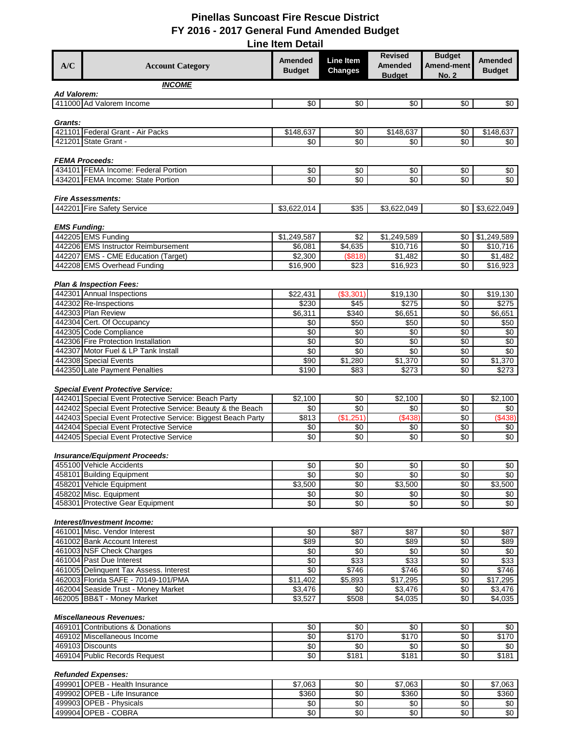# Pinellas Suncoast Fire Rescue District
## FY 2016 - 2017 General Fund Amended Budget
### Line Item Detail

| A/C | Account Category | Amended Budget | Line Item Changes | Revised Amended Budget | Budget Amend-ment No. 2 | Amended Budget |
|---|---|---|---|---|---|---|
| | ***INCOME*** | | | | | |
| ***Ad Valorem:*** | | | | | | |
| 411000 | Ad Valorem Income | $0 | $0 | $0 | $0 | $0 |
| ***Grants:*** | | | | | | |
| 421101 | Federal Grant - Air Packs | $148,637 | $0 | $148,637 | $0 | $148,637 |
| 421201 | State Grant - | $0 | $0 | $0 | $0 | $0 |
| ***FEMA Proceeds:*** | | | | | | |
| 434101 | FEMA Income: Federal Portion | $0 | $0 | $0 | $0 | $0 |
| 434201 | FEMA Income: State Portion | $0 | $0 | $0 | $0 | $0 |
| ***Fire Assessments:*** | | | | | | |
| 442201 | Fire Safety Service | $3,622,014 | $35 | $3,622,049 | $0 | $3,622,049 |
| ***EMS Funding:*** | | | | | | |
| 442205 | EMS Funding | $1,249,587 | $2 | $1,249,589 | $0 | $1,249,589 |
| 442206 | EMS Instructor Reimbursement | $6,081 | $4,635 | $10,716 | $0 | $10,716 |
| 442207 | EMS - CME Education (Target) | $2,300 | ($818) | $1,482 | $0 | $1,482 |
| 442208 | EMS Overhead Funding | $16,900 | $23 | $16,923 | $0 | $16,923 |
| ***Plan & Inspection Fees:*** | | | | | | |
| 442301 | Annual Inspections | $22,431 | ($3,301) | $19,130 | $0 | $19,130 |
| 442302 | Re-Inspections | $230 | $45 | $275 | $0 | $275 |
| 442303 | Plan Review | $6,311 | $340 | $6,651 | $0 | $6,651 |
| 442304 | Cert. Of Occupancy | $0 | $50 | $50 | $0 | $50 |
| 442305 | Code Compliance | $0 | $0 | $0 | $0 | $0 |
| 442306 | Fire Protection Installation | $0 | $0 | $0 | $0 | $0 |
| 442307 | Motor Fuel & LP Tank Install | $0 | $0 | $0 | $0 | $0 |
| 442308 | Special Events | $90 | $1,280 | $1,370 | $0 | $1,370 |
| 442350 | Late Payment Penalties | $190 | $83 | $273 | $0 | $273 |
| ***Special Event Protective Service:*** | | | | | | |
| 442401 | Special Event Protective Service: Beach Party | $2,100 | $0 | $2,100 | $0 | $2,100 |
| 442402 | Special Event Protective Service: Beauty & the Beach | $0 | $0 | $0 | $0 | $0 |
| 442403 | Special Event Protective Service: Biggest Beach Party | $813 | ($1,251) | ($438) | $0 | ($438) |
| 442404 | Special Event Protective Service | $0 | $0 | $0 | $0 | $0 |
| 442405 | Special Event Protective Service | $0 | $0 | $0 | $0 | $0 |
| ***Insurance/Equipment Proceeds:*** | | | | | | |
| 455100 | Vehicle Accidents | $0 | $0 | $0 | $0 | $0 |
| 458101 | Building Equipment | $0 | $0 | $0 | $0 | $0 |
| 458201 | Vehicle Equipment | $3,500 | $0 | $3,500 | $0 | $3,500 |
| 458202 | Misc. Equipment | $0 | $0 | $0 | $0 | $0 |
| 458301 | Protective Gear Equipment | $0 | $0 | $0 | $0 | $0 |
| ***Interest/Investment Income:*** | | | | | | |
| 461001 | Misc. Vendor Interest | $0 | $87 | $87 | $0 | $87 |
| 461002 | Bank Account Interest | $89 | $0 | $89 | $0 | $89 |
| 461003 | NSF Check Charges | $0 | $0 | $0 | $0 | $0 |
| 461004 | Past Due Interest | $0 | $33 | $33 | $0 | $33 |
| 461005 | Delinquent Tax Assess. Interest | $0 | $746 | $746 | $0 | $746 |
| 462003 | Florida SAFE - 70149-101/PMA | $11,402 | $5,893 | $17,295 | $0 | $17,295 |
| 462004 | Seaside Trust - Money Market | $3,476 | $0 | $3,476 | $0 | $3,476 |
| 462005 | BB&T - Money Market | $3,527 | $508 | $4,035 | $0 | $4,035 |
| ***Miscellaneous Revenues:*** | | | | | | |
| 469101 | Contributions & Donations | $0 | $0 | $0 | $0 | $0 |
| 469102 | Miscellaneous Income | $0 | $170 | $170 | $0 | $170 |
| 469103 | Discounts | $0 | $0 | $0 | $0 | $0 |
| 469104 | Public Records Request | $0 | $181 | $181 | $0 | $181 |
| ***Refunded Expenses:*** | | | | | | |
| 499901 | OPEB - Health Insurance | $7,063 | $0 | $7,063 | $0 | $7,063 |
| 499902 | OPEB - Life Insurance | $360 | $0 | $360 | $0 | $360 |
| 499903 | OPEB - Physicals | $0 | $0 | $0 | $0 | $0 |
| 499904 | OPEB - COBRA | $0 | $0 | $0 | $0 | $0 |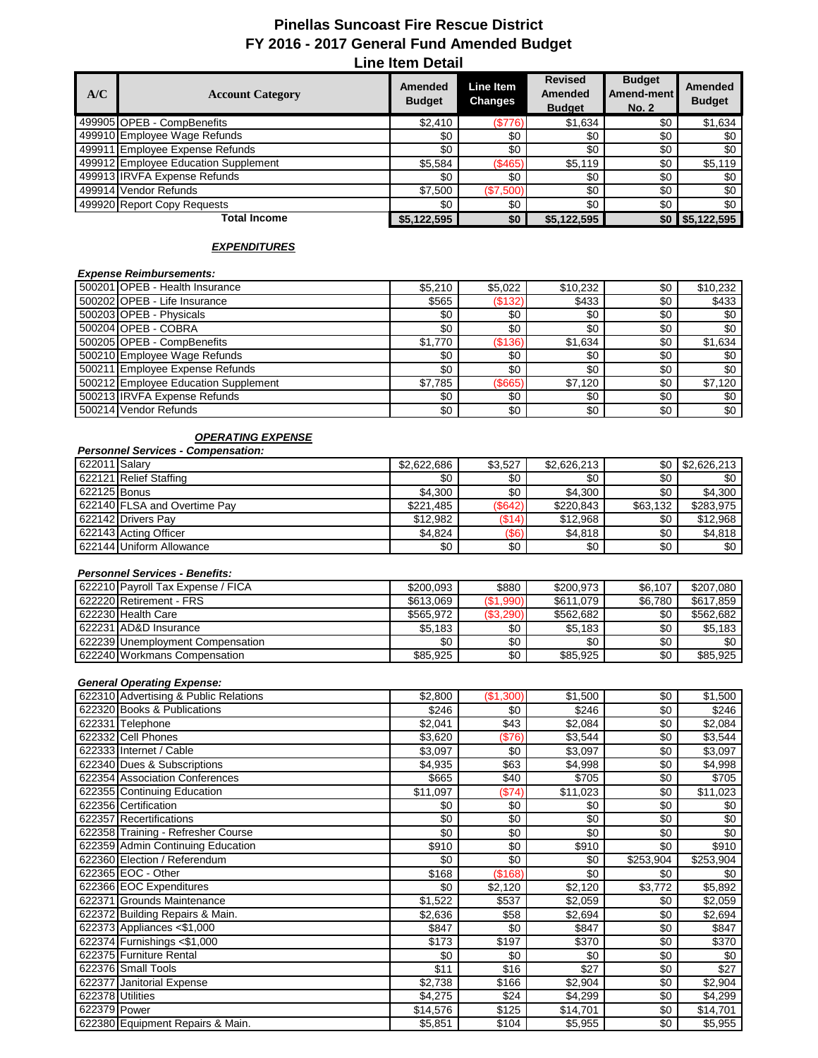# Pinellas Suncoast Fire Rescue District
## FY 2016 - 2017 General Fund Amended Budget
### Line Item Detail

| A/C | Account Category | Amended Budget | Line Item Changes | Revised Amended Budget | Budget Amend-ment No. 2 | Amended Budget |
|---|---|---|---|---|---|---|
| 499905 | OPEB - CompBenefits | $2,410 | ($776) | $1,634 | $0 | $1,634 |
| 499910 | Employee Wage Refunds | $0 | $0 | $0 | $0 | $0 |
| 499911 | Employee Expense Refunds | $0 | $0 | $0 | $0 | $0 |
| 499912 | Employee Education Supplement | $5,584 | ($465) | $5,119 | $0 | $5,119 |
| 499913 | IRVFA Expense Refunds | $0 | $0 | $0 | $0 | $0 |
| 499914 | Vendor Refunds | $7,500 | ($7,500) | $0 | $0 | $0 |
| 499920 | Report Copy Requests | $0 | $0 | $0 | $0 | $0 |
| | **Total Income** | **$5,122,595** | **$0** | **$5,122,595** | **$0** | **$5,122,595** |

***EXPENDITURES***

***Expense Reimbursements:***

| A/C | Account Category | Amended Budget | Line Item Changes | Revised Amended Budget | Budget Amend-ment No. 2 | Amended Budget |
|---|---|---|---|---|---|---|
| 500201 | OPEB - Health Insurance | $5,210 | $5,022 | $10,232 | $0 | $10,232 |
| 500202 | OPEB - Life Insurance | $565 | ($132) | $433 | $0 | $433 |
| 500203 | OPEB - Physicals | $0 | $0 | $0 | $0 | $0 |
| 500204 | OPEB - COBRA | $0 | $0 | $0 | $0 | $0 |
| 500205 | OPEB - CompBenefits | $1,770 | ($136) | $1,634 | $0 | $1,634 |
| 500210 | Employee Wage Refunds | $0 | $0 | $0 | $0 | $0 |
| 500211 | Employee Expense Refunds | $0 | $0 | $0 | $0 | $0 |
| 500212 | Employee Education Supplement | $7,785 | ($665) | $7,120 | $0 | $7,120 |
| 500213 | IRVFA Expense Refunds | $0 | $0 | $0 | $0 | $0 |
| 500214 | Vendor Refunds | $0 | $0 | $0 | $0 | $0 |

***OPERATING EXPENSE***

***Personnel Services - Compensation:***

| A/C | Account Category | Amended Budget | Line Item Changes | Revised Amended Budget | Budget Amend-ment No. 2 | Amended Budget |
|---|---|---|---|---|---|---|
| 622011 | Salary | $2,622,686 | $3,527 | $2,626,213 | $0 | $2,626,213 |
| 622121 | Relief Staffing | $0 | $0 | $0 | $0 | $0 |
| 622125 | Bonus | $4,300 | $0 | $4,300 | $0 | $4,300 |
| 622140 | FLSA and Overtime Pay | $221,485 | ($642) | $220,843 | $63,132 | $283,975 |
| 622142 | Drivers Pay | $12,982 | ($14) | $12,968 | $0 | $12,968 |
| 622143 | Acting Officer | $4,824 | ($6) | $4,818 | $0 | $4,818 |
| 622144 | Uniform Allowance | $0 | $0 | $0 | $0 | $0 |

***Personnel Services - Benefits:***

| A/C | Account Category | Amended Budget | Line Item Changes | Revised Amended Budget | Budget Amend-ment No. 2 | Amended Budget |
|---|---|---|---|---|---|---|
| 622210 | Payroll Tax Expense / FICA | $200,093 | $880 | $200,973 | $6,107 | $207,080 |
| 622220 | Retirement - FRS | $613,069 | ($1,990) | $611,079 | $6,780 | $617,859 |
| 622230 | Health Care | $565,972 | ($3,290) | $562,682 | $0 | $562,682 |
| 622231 | AD&D Insurance | $5,183 | $0 | $5,183 | $0 | $5,183 |
| 622239 | Unemployment Compensation | $0 | $0 | $0 | $0 | $0 |
| 622240 | Workmans Compensation | $85,925 | $0 | $85,925 | $0 | $85,925 |

***General Operating Expense:***

| A/C | Account Category | Amended Budget | Line Item Changes | Revised Amended Budget | Budget Amend-ment No. 2 | Amended Budget |
|---|---|---|---|---|---|---|
| 622310 | Advertising & Public Relations | $2,800 | ($1,300) | $1,500 | $0 | $1,500 |
| 622320 | Books & Publications | $246 | $0 | $246 | $0 | $246 |
| 622331 | Telephone | $2,041 | $43 | $2,084 | $0 | $2,084 |
| 622332 | Cell Phones | $3,620 | ($76) | $3,544 | $0 | $3,544 |
| 622333 | Internet / Cable | $3,097 | $0 | $3,097 | $0 | $3,097 |
| 622340 | Dues & Subscriptions | $4,935 | $63 | $4,998 | $0 | $4,998 |
| 622354 | Association Conferences | $665 | $40 | $705 | $0 | $705 |
| 622355 | Continuing Education | $11,097 | ($74) | $11,023 | $0 | $11,023 |
| 622356 | Certification | $0 | $0 | $0 | $0 | $0 |
| 622357 | Recertifications | $0 | $0 | $0 | $0 | $0 |
| 622358 | Training - Refresher Course | $0 | $0 | $0 | $0 | $0 |
| 622359 | Admin Continuing Education | $910 | $0 | $910 | $0 | $910 |
| 622360 | Election / Referendum | $0 | $0 | $0 | $253,904 | $253,904 |
| 622365 | EOC - Other | $168 | ($168) | $0 | $0 | $0 |
| 622366 | EOC Expenditures | $0 | $2,120 | $2,120 | $3,772 | $5,892 |
| 622371 | Grounds Maintenance | $1,522 | $537 | $2,059 | $0 | $2,059 |
| 622372 | Building Repairs & Main. | $2,636 | $58 | $2,694 | $0 | $2,694 |
| 622373 | Appliances <$1,000 | $847 | $0 | $847 | $0 | $847 |
| 622374 | Furnishings <$1,000 | $173 | $197 | $370 | $0 | $370 |
| 622375 | Furniture Rental | $0 | $0 | $0 | $0 | $0 |
| 622376 | Small Tools | $11 | $16 | $27 | $0 | $27 |
| 622377 | Janitorial Expense | $2,738 | $166 | $2,904 | $0 | $2,904 |
| 622378 | Utilities | $4,275 | $24 | $4,299 | $0 | $4,299 |
| 622379 | Power | $14,576 | $125 | $14,701 | $0 | $14,701 |
| 622380 | Equipment Repairs & Main. | $5,851 | $104 | $5,955 | $0 | $5,955 |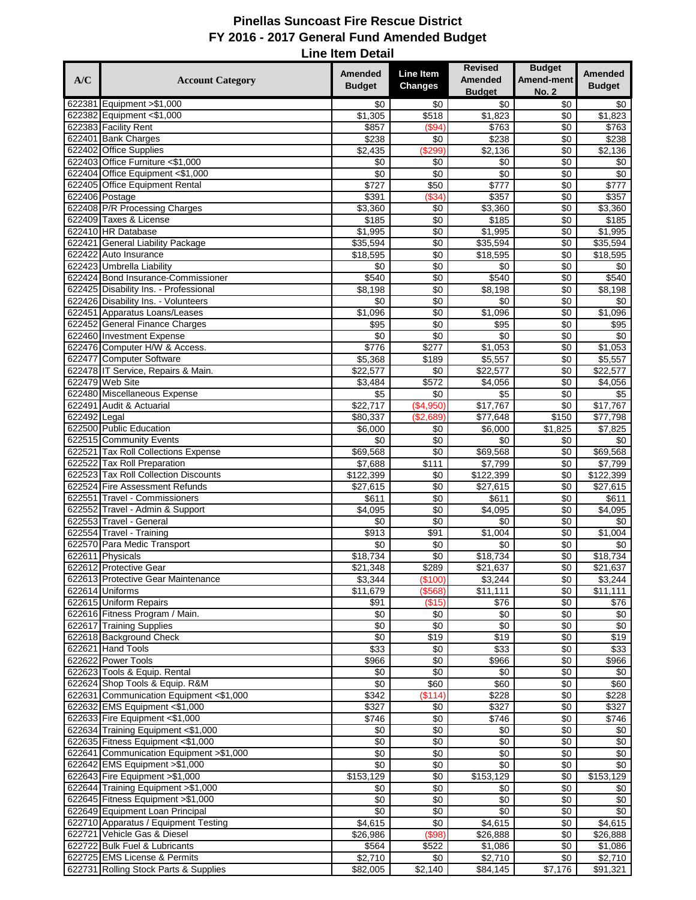# Pinellas Suncoast Fire Rescue District
## FY 2016 - 2017 General Fund Amended Budget
### Line Item Detail

| A/C | Account Category | Amended Budget | Line Item Changes | Revised Amended Budget | Budget Amend-ment No. 2 | Amended Budget |
|---|---|---|---|---|---|---|
| 622381 | Equipment >$1,000 | $0 | $0 | $0 | $0 | $0 |
| 622382 | Equipment <$1,000 | $1,305 | $518 | $1,823 | $0 | $1,823 |
| 622383 | Facility Rent | $857 | ($94) | $763 | $0 | $763 |
| 622401 | Bank Charges | $238 | $0 | $238 | $0 | $238 |
| 622402 | Office Supplies | $2,435 | ($299) | $2,136 | $0 | $2,136 |
| 622403 | Office Furniture <$1,000 | $0 | $0 | $0 | $0 | $0 |
| 622404 | Office Equipment <$1,000 | $0 | $0 | $0 | $0 | $0 |
| 622405 | Office Equipment Rental | $727 | $50 | $777 | $0 | $777 |
| 622406 | Postage | $391 | ($34) | $357 | $0 | $357 |
| 622408 | P/R Processing Charges | $3,360 | $0 | $3,360 | $0 | $3,360 |
| 622409 | Taxes & License | $185 | $0 | $185 | $0 | $185 |
| 622410 | HR Database | $1,995 | $0 | $1,995 | $0 | $1,995 |
| 622421 | General Liability Package | $35,594 | $0 | $35,594 | $0 | $35,594 |
| 622422 | Auto Insurance | $18,595 | $0 | $18,595 | $0 | $18,595 |
| 622423 | Umbrella Liability | $0 | $0 | $0 | $0 | $0 |
| 622424 | Bond Insurance-Commissioner | $540 | $0 | $540 | $0 | $540 |
| 622425 | Disability Ins. - Professional | $8,198 | $0 | $8,198 | $0 | $8,198 |
| 622426 | Disability Ins. - Volunteers | $0 | $0 | $0 | $0 | $0 |
| 622451 | Apparatus Loans/Leases | $1,096 | $0 | $1,096 | $0 | $1,096 |
| 622452 | General Finance Charges | $95 | $0 | $95 | $0 | $95 |
| 622460 | Investment Expense | $0 | $0 | $0 | $0 | $0 |
| 622476 | Computer H/W & Access. | $776 | $277 | $1,053 | $0 | $1,053 |
| 622477 | Computer Software | $5,368 | $189 | $5,557 | $0 | $5,557 |
| 622478 | IT Service, Repairs & Main. | $22,577 | $0 | $22,577 | $0 | $22,577 |
| 622479 | Web Site | $3,484 | $572 | $4,056 | $0 | $4,056 |
| 622480 | Miscellaneous Expense | $5 | $0 | $5 | $0 | $5 |
| 622491 | Audit & Actuarial | $22,717 | ($4,950) | $17,767 | $0 | $17,767 |
| 622492 | Legal | $80,337 | ($2,689) | $77,648 | $150 | $77,798 |
| 622500 | Public Education | $6,000 | $0 | $6,000 | $1,825 | $7,825 |
| 622515 | Community Events | $0 | $0 | $0 | $0 | $0 |
| 622521 | Tax Roll Collections Expense | $69,568 | $0 | $69,568 | $0 | $69,568 |
| 622522 | Tax Roll Preparation | $7,688 | $111 | $7,799 | $0 | $7,799 |
| 622523 | Tax Roll Collection Discounts | $122,399 | $0 | $122,399 | $0 | $122,399 |
| 622524 | Fire Assessment Refunds | $27,615 | $0 | $27,615 | $0 | $27,615 |
| 622551 | Travel - Commissioners | $611 | $0 | $611 | $0 | $611 |
| 622552 | Travel - Admin & Support | $4,095 | $0 | $4,095 | $0 | $4,095 |
| 622553 | Travel - General | $0 | $0 | $0 | $0 | $0 |
| 622554 | Travel - Training | $913 | $91 | $1,004 | $0 | $1,004 |
| 622570 | Para Medic Transport | $0 | $0 | $0 | $0 | $0 |
| 622611 | Physicals | $18,734 | $0 | $18,734 | $0 | $18,734 |
| 622612 | Protective Gear | $21,348 | $289 | $21,637 | $0 | $21,637 |
| 622613 | Protective Gear Maintenance | $3,344 | ($100) | $3,244 | $0 | $3,244 |
| 622614 | Uniforms | $11,679 | ($568) | $11,111 | $0 | $11,111 |
| 622615 | Uniform Repairs | $91 | ($15) | $76 | $0 | $76 |
| 622616 | Fitness Program / Main. | $0 | $0 | $0 | $0 | $0 |
| 622617 | Training Supplies | $0 | $0 | $0 | $0 | $0 |
| 622618 | Background Check | $0 | $19 | $19 | $0 | $19 |
| 622621 | Hand Tools | $33 | $0 | $33 | $0 | $33 |
| 622622 | Power Tools | $966 | $0 | $966 | $0 | $966 |
| 622623 | Tools & Equip. Rental | $0 | $0 | $0 | $0 | $0 |
| 622624 | Shop Tools & Equip. R&M | $0 | $60 | $60 | $0 | $60 |
| 622631 | Communication Equipment <$1,000 | $342 | ($114) | $228 | $0 | $228 |
| 622632 | EMS Equipment <$1,000 | $327 | $0 | $327 | $0 | $327 |
| 622633 | Fire Equipment <$1,000 | $746 | $0 | $746 | $0 | $746 |
| 622634 | Training Equipment <$1,000 | $0 | $0 | $0 | $0 | $0 |
| 622635 | Fitness Equipment <$1,000 | $0 | $0 | $0 | $0 | $0 |
| 622641 | Communication Equipment >$1,000 | $0 | $0 | $0 | $0 | $0 |
| 622642 | EMS Equipment >$1,000 | $0 | $0 | $0 | $0 | $0 |
| 622643 | Fire Equipment >$1,000 | $153,129 | $0 | $153,129 | $0 | $153,129 |
| 622644 | Training Equipment >$1,000 | $0 | $0 | $0 | $0 | $0 |
| 622645 | Fitness Equipment >$1,000 | $0 | $0 | $0 | $0 | $0 |
| 622649 | Equipment Loan Principal | $0 | $0 | $0 | $0 | $0 |
| 622710 | Apparatus / Equipment Testing | $4,615 | $0 | $4,615 | $0 | $4,615 |
| 622721 | Vehicle Gas & Diesel | $26,986 | ($98) | $26,888 | $0 | $26,888 |
| 622722 | Bulk Fuel & Lubricants | $564 | $522 | $1,086 | $0 | $1,086 |
| 622725 | EMS License & Permits | $2,710 | $0 | $2,710 | $0 | $2,710 |
| 622731 | Rolling Stock Parts & Supplies | $82,005 | $2,140 | $84,145 | $7,176 | $91,321 |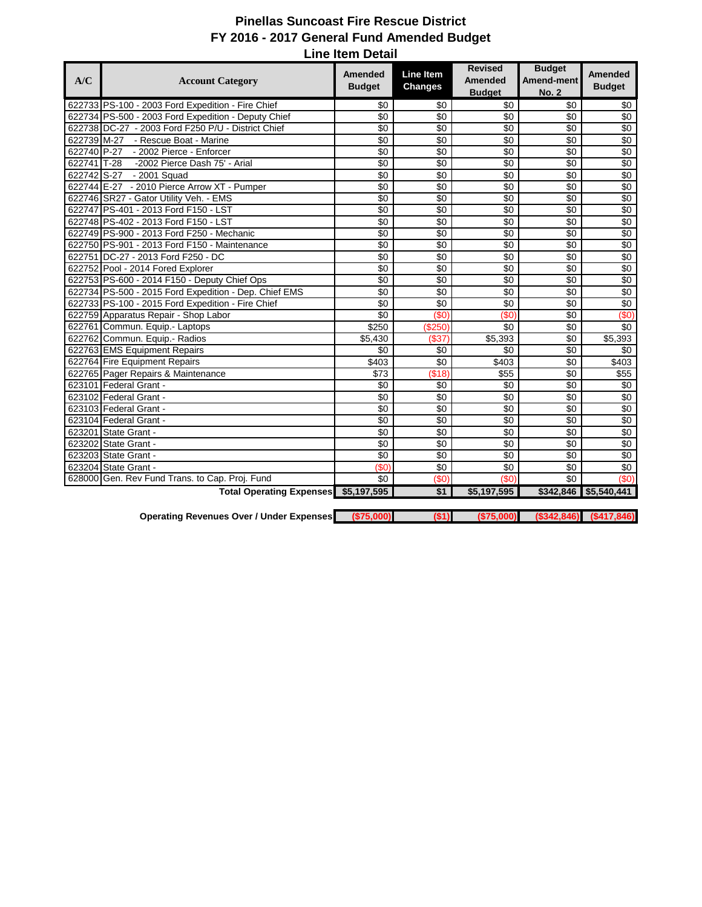# Pinellas Suncoast Fire Rescue District
## FY 2016 - 2017 General Fund Amended Budget
### Line Item Detail

| A/C | Account Category | Amended Budget | Line Item Changes | Revised Amended Budget | Budget Amend-ment No. 2 | Amended Budget |
|---|---|---|---|---|---|---|
| 622733 | PS-100 - 2003 Ford Expedition - Fire Chief | $0 | $0 | $0 | $0 | $0 |
| 622734 | PS-500 - 2003 Ford Expedition - Deputy Chief | $0 | $0 | $0 | $0 | $0 |
| 622738 | DC-27 - 2003 Ford F250 P/U - District Chief | $0 | $0 | $0 | $0 | $0 |
| 622739 | M-27 - Rescue Boat - Marine | $0 | $0 | $0 | $0 | $0 |
| 622740 | P-27 - 2002 Pierce - Enforcer | $0 | $0 | $0 | $0 | $0 |
| 622741 | T-28 -2002 Pierce Dash 75' - Arial | $0 | $0 | $0 | $0 | $0 |
| 622742 | S-27 - 2001 Squad | $0 | $0 | $0 | $0 | $0 |
| 622744 | E-27 - 2010 Pierce Arrow XT - Pumper | $0 | $0 | $0 | $0 | $0 |
| 622746 | SR27 - Gator Utility Veh. - EMS | $0 | $0 | $0 | $0 | $0 |
| 622747 | PS-401 - 2013 Ford F150 - LST | $0 | $0 | $0 | $0 | $0 |
| 622748 | PS-402 - 2013 Ford F150 - LST | $0 | $0 | $0 | $0 | $0 |
| 622749 | PS-900 - 2013 Ford F250 - Mechanic | $0 | $0 | $0 | $0 | $0 |
| 622750 | PS-901 - 2013 Ford F150 - Maintenance | $0 | $0 | $0 | $0 | $0 |
| 622751 | DC-27 - 2013 Ford F250 - DC | $0 | $0 | $0 | $0 | $0 |
| 622752 | Pool - 2014 Fored Explorer | $0 | $0 | $0 | $0 | $0 |
| 622753 | PS-600 - 2014 F150 - Deputy Chief Ops | $0 | $0 | $0 | $0 | $0 |
| 622734 | PS-500 - 2015 Ford Expedition - Dep. Chief EMS | $0 | $0 | $0 | $0 | $0 |
| 622733 | PS-100 - 2015 Ford Expedition - Fire Chief | $0 | $0 | $0 | $0 | $0 |
| 622759 | Apparatus Repair - Shop Labor | $0 | ($0) | ($0) | $0 | ($0) |
| 622761 | Commun. Equip.- Laptops | $250 | ($250) | $0 | $0 | $0 |
| 622762 | Commun. Equip.- Radios | $5,430 | ($37) | $5,393 | $0 | $5,393 |
| 622763 | EMS Equipment Repairs | $0 | $0 | $0 | $0 | $0 |
| 622764 | Fire Equipment Repairs | $403 | $0 | $403 | $0 | $403 |
| 622765 | Pager Repairs & Maintenance | $73 | ($18) | $55 | $0 | $55 |
| 623101 | Federal Grant - | $0 | $0 | $0 | $0 | $0 |
| 623102 | Federal Grant - | $0 | $0 | $0 | $0 | $0 |
| 623103 | Federal Grant - | $0 | $0 | $0 | $0 | $0 |
| 623104 | Federal Grant - | $0 | $0 | $0 | $0 | $0 |
| 623201 | State Grant - | $0 | $0 | $0 | $0 | $0 |
| 623202 | State Grant - | $0 | $0 | $0 | $0 | $0 |
| 623203 | State Grant - | $0 | $0 | $0 | $0 | $0 |
| 623204 | State Grant - | ($0) | $0 | $0 | $0 | $0 |
| 628000 | Gen. Rev Fund Trans. to Cap. Proj. Fund | $0 | ($0) | ($0) | $0 | ($0) |
| | **Total Operating Expenses** | **$5,197,595** | **$1** | **$5,197,595** | **$342,846** | **$5,540,441** |
| | | | | | | |
| | **Operating Revenues Over / Under Expenses** | **($75,000)** | **($1)** | **($75,000)** | **($342,846)** | **($417,846)** |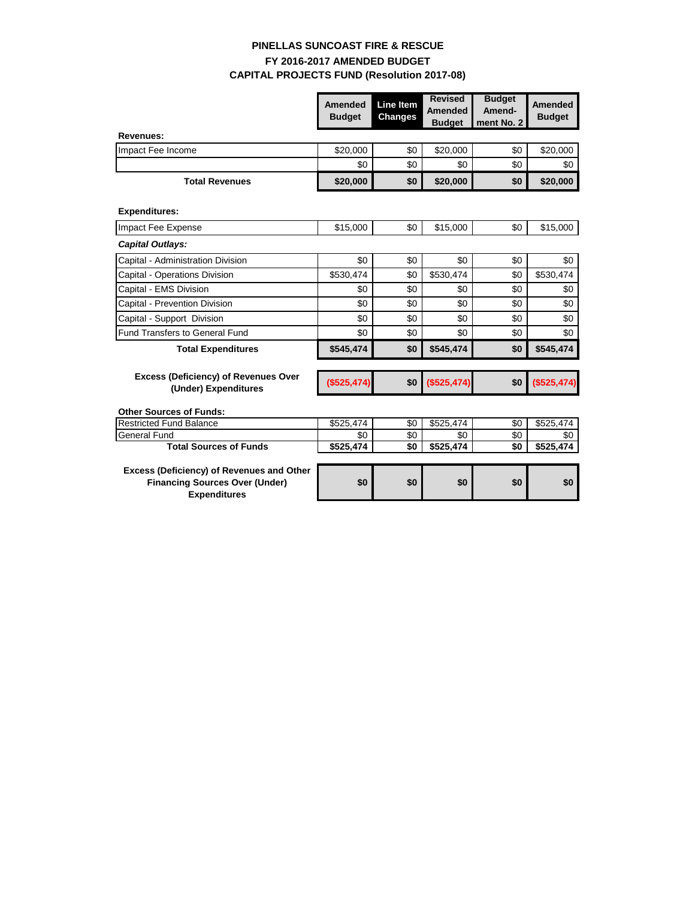# PINELLAS SUNCOAST FIRE & RESCUE
## FY 2016-2017 AMENDED BUDGET
## CAPITAL PROJECTS FUND (Resolution 2017-08)

| | Amended Budget | Line Item Changes | Revised Amended Budget | Budget Amend-ment No. 2 | Amended Budget |
|---|---|---|---|---|---|
| **Revenues:** | | | | | |
| Impact Fee Income | $20,000 | $0 | $20,000 | $0 | $20,000 |
| | $0 | $0 | $0 | $0 | $0 |
| **Total Revenues** | **$20,000** | **$0** | **$20,000** | **$0** | **$20,000** |
| **Expenditures:** | | | | | |
| Impact Fee Expense | $15,000 | $0 | $15,000 | $0 | $15,000 |
| ***Capital Outlays:*** | | | | | |
| Capital - Administration Division | $0 | $0 | $0 | $0 | $0 |
| Capital - Operations Division | $530,474 | $0 | $530,474 | $0 | $530,474 |
| Capital - EMS Division | $0 | $0 | $0 | $0 | $0 |
| Capital - Prevention Division | $0 | $0 | $0 | $0 | $0 |
| Capital - Support Division | $0 | $0 | $0 | $0 | $0 |
| Fund Transfers to General Fund | $0 | $0 | $0 | $0 | $0 |
| **Total Expenditures** | **$545,474** | **$0** | **$545,474** | **$0** | **$545,474** |
| **Excess (Deficiency) of Revenues Over (Under) Expenditures** | **($525,474)** | **$0** | **($525,474)** | **$0** | **($525,474)** |
| **Other Sources of Funds:** | | | | | |
| Restricted Fund Balance | $525,474 | $0 | $525,474 | $0 | $525,474 |
| General Fund | $0 | $0 | $0 | $0 | $0 |
| **Total Sources of Funds** | **$525,474** | **$0** | **$525,474** | **$0** | **$525,474** |
| **Excess (Deficiency) of Revenues and Other Financing Sources Over (Under) Expenditures** | **$0** | **$0** | **$0** | **$0** | **$0** |